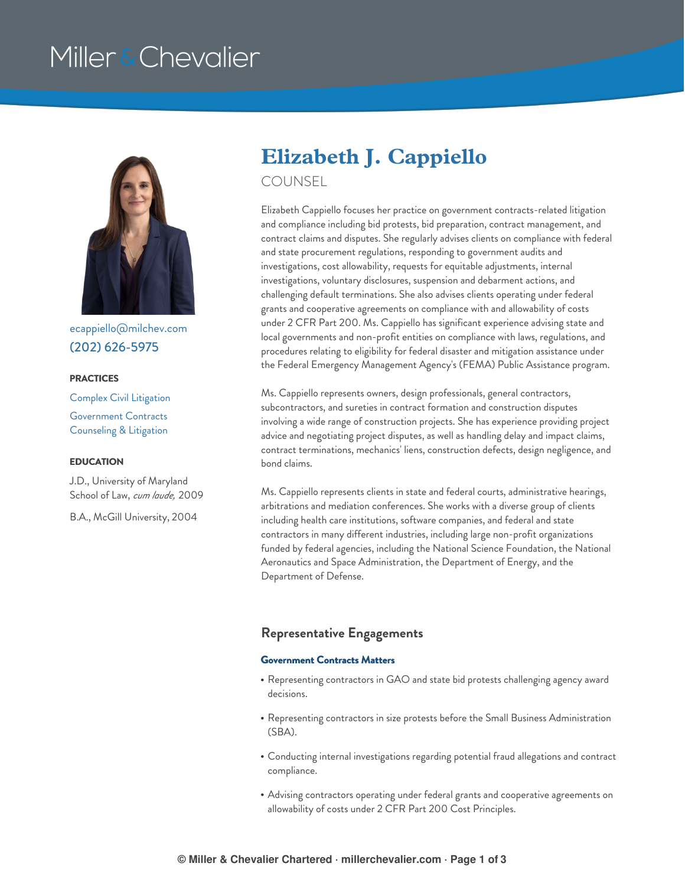Miller & Chevalier

# Elizabeth J. Cappiello

COUNSEL

ecappiello@milchev.com
(202) 626-5975

**PRACTICES**

Complex Civil Litigation

Government Contracts Counseling & Litigation

**EDUCATION**

J.D., University of Maryland School of Law, *cum laude,* 2009

B.A., McGill University, 2004

Elizabeth Cappiello focuses her practice on government contracts-related litigation and compliance including bid protests, bid preparation, contract management, and contract claims and disputes. She regularly advises clients on compliance with federal and state procurement regulations, responding to government audits and investigations, cost allowability, requests for equitable adjustments, internal investigations, voluntary disclosures, suspension and debarment actions, and challenging default terminations. She also advises clients operating under federal grants and cooperative agreements on compliance with and allowability of costs under 2 CFR Part 200. Ms. Cappiello has significant experience advising state and local governments and non-profit entities on compliance with laws, regulations, and procedures relating to eligibility for federal disaster and mitigation assistance under the Federal Emergency Management Agency's (FEMA) Public Assistance program.

Ms. Cappiello represents owners, design professionals, general contractors, subcontractors, and sureties in contract formation and construction disputes involving a wide range of construction projects. She has experience providing project advice and negotiating project disputes, as well as handling delay and impact claims, contract terminations, mechanics' liens, construction defects, design negligence, and bond claims.

Ms. Cappiello represents clients in state and federal courts, administrative hearings, arbitrations and mediation conferences. She works with a diverse group of clients including health care institutions, software companies, and federal and state contractors in many different industries, including large non-profit organizations funded by federal agencies, including the National Science Foundation, the National Aeronautics and Space Administration, the Department of Energy, and the Department of Defense.

## Representative Engagements

### Government Contracts Matters

- Representing contractors in GAO and state bid protests challenging agency award decisions.
- Representing contractors in size protests before the Small Business Administration (SBA).
- Conducting internal investigations regarding potential fraud allegations and contract compliance.
- Advising contractors operating under federal grants and cooperative agreements on allowability of costs under 2 CFR Part 200 Cost Principles.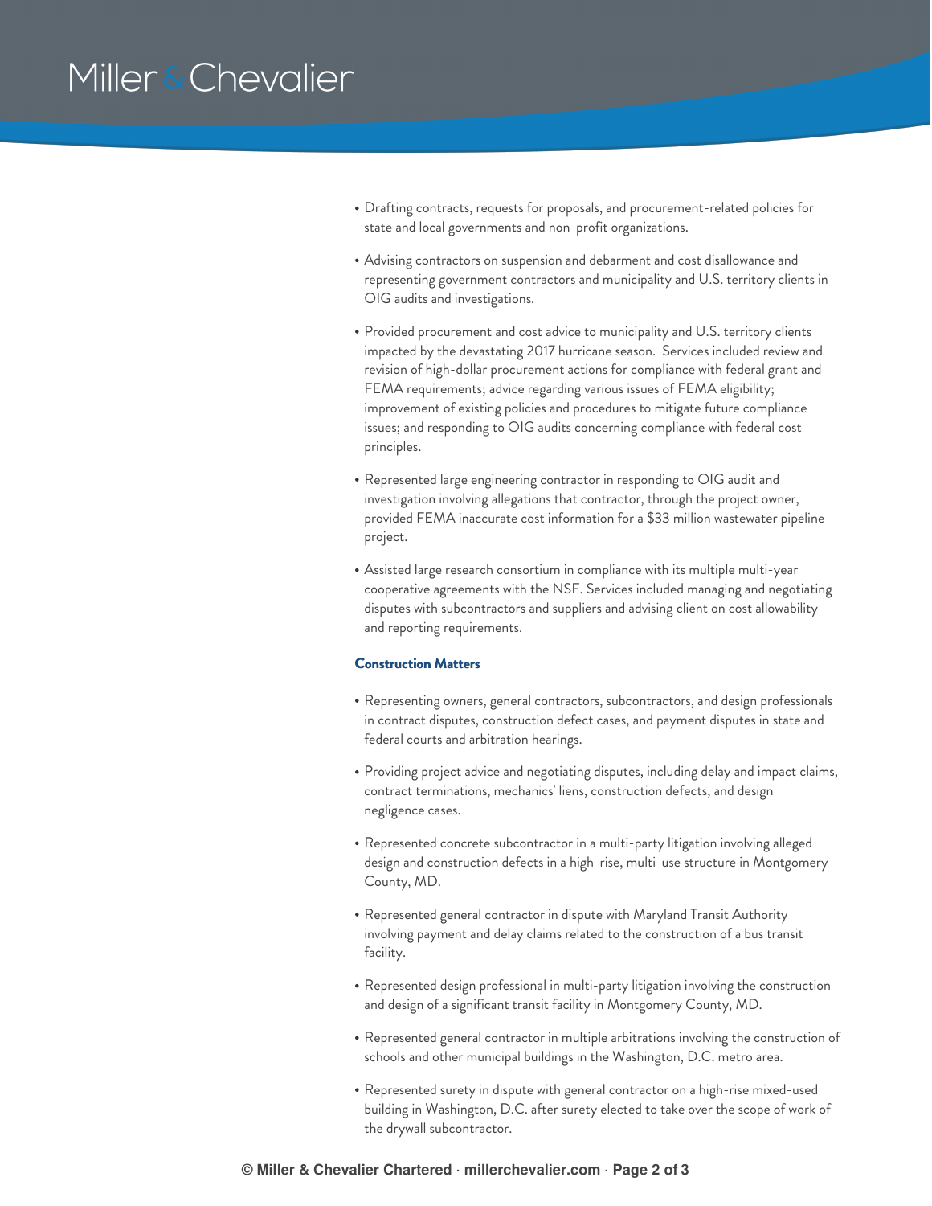- Drafting contracts, requests for proposals, and procurement-related policies for state and local governments and non-profit organizations.
- Advising contractors on suspension and debarment and cost disallowance and representing government contractors and municipality and U.S. territory clients in OIG audits and investigations.
- Provided procurement and cost advice to municipality and U.S. territory clients impacted by the devastating 2017 hurricane season.  Services included review and revision of high-dollar procurement actions for compliance with federal grant and FEMA requirements; advice regarding various issues of FEMA eligibility; improvement of existing policies and procedures to mitigate future compliance issues; and responding to OIG audits concerning compliance with federal cost principles.
- Represented large engineering contractor in responding to OIG audit and investigation involving allegations that contractor, through the project owner, provided FEMA inaccurate cost information for a $33 million wastewater pipeline project.
- Assisted large research consortium in compliance with its multiple multi-year cooperative agreements with the NSF. Services included managing and negotiating disputes with subcontractors and suppliers and advising client on cost allowability and reporting requirements.

**Construction Matters**

- Representing owners, general contractors, subcontractors, and design professionals in contract disputes, construction defect cases, and payment disputes in state and federal courts and arbitration hearings.
- Providing project advice and negotiating disputes, including delay and impact claims, contract terminations, mechanics' liens, construction defects, and design negligence cases.
- Represented concrete subcontractor in a multi-party litigation involving alleged design and construction defects in a high-rise, multi-use structure in Montgomery County, MD.
- Represented general contractor in dispute with Maryland Transit Authority involving payment and delay claims related to the construction of a bus transit facility.
- Represented design professional in multi-party litigation involving the construction and design of a significant transit facility in Montgomery County, MD.
- Represented general contractor in multiple arbitrations involving the construction of schools and other municipal buildings in the Washington, D.C. metro area.
- Represented surety in dispute with general contractor on a high-rise mixed-used building in Washington, D.C. after surety elected to take over the scope of work of the drywall subcontractor.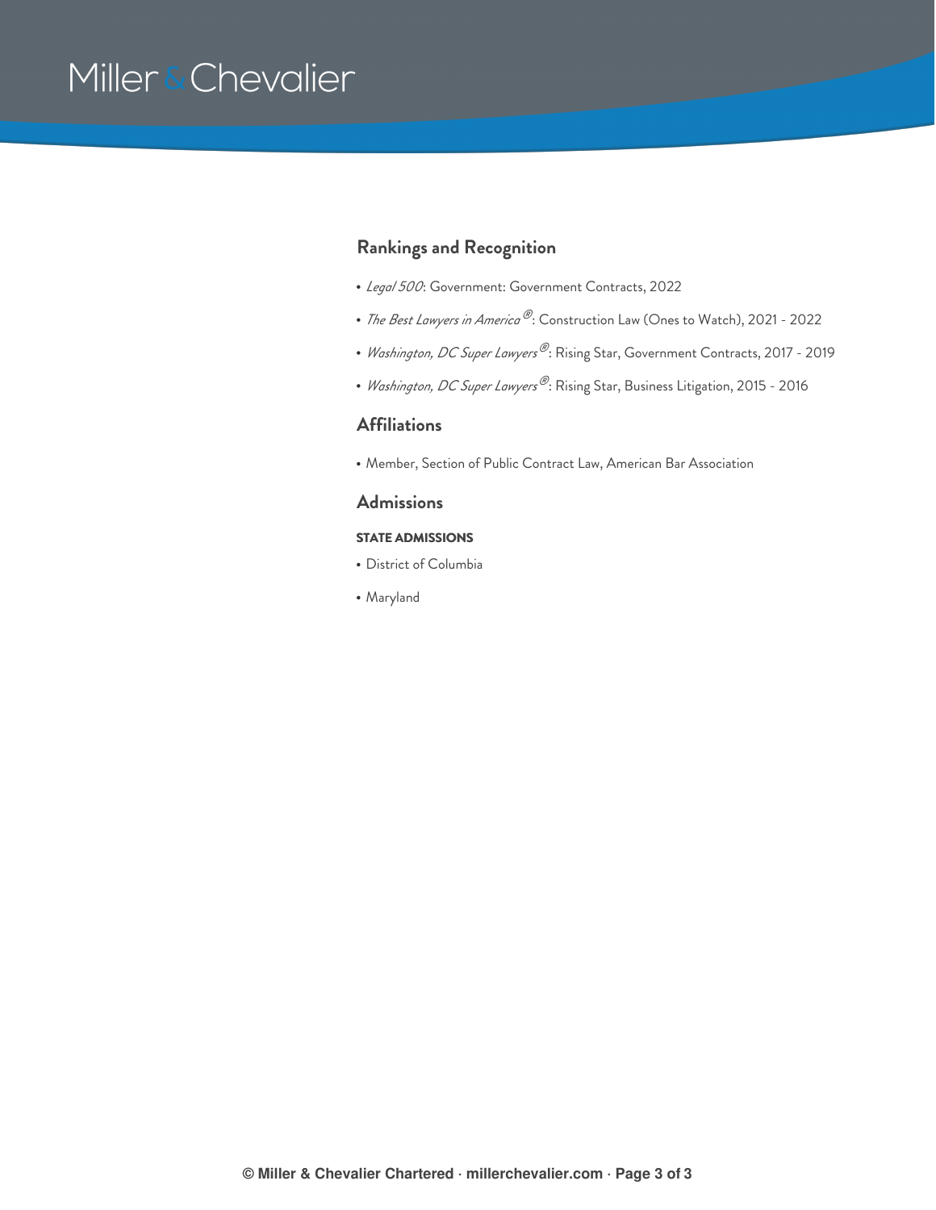## Rankings and Recognition

- *Legal 500*: Government: Government Contracts, 2022
- *The Best Lawyers in America®*: Construction Law (Ones to Watch), 2021 - 2022
- *Washington, DC Super Lawyers®*: Rising Star, Government Contracts, 2017 - 2019
- *Washington, DC Super Lawyers®*: Rising Star, Business Litigation, 2015 - 2016

## Affiliations

- Member, Section of Public Contract Law, American Bar Association

## Admissions

**STATE ADMISSIONS**

- District of Columbia
- Maryland